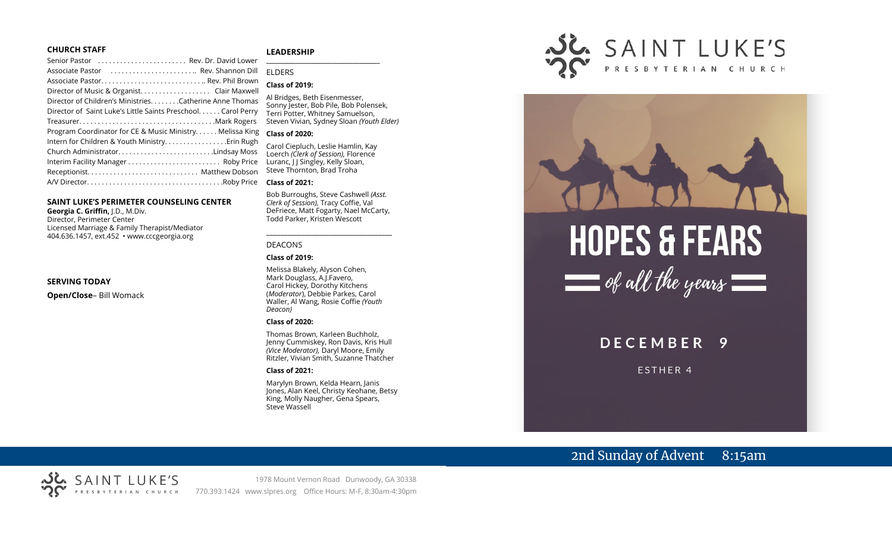## CHURCH STAFF

Senior Pastor ........................ Rev. Dr. David Lower
Associate Pastor ........................ Rev. Shannon Dill
Associate Pastor.............................. Rev. Phil Brown
Director of Music & Organist.................... Clair Maxwell
Director of Children's Ministries........Catherine Anne Thomas
Director of Saint Luke's Little Saints Preschool...... Carol Perry
Treasurer.....................................Mark Rogers
Program Coordinator for CE & Music Ministry...... Melissa King
Intern for Children & Youth Ministry.................Erin Rugh
Church Administrator..........................Lindsay Moss
Interim Facility Manager......................... Roby Price
Receptionist.............................. Matthew Dobson
A/V Director...................................Roby Price

## SAINT LUKE'S PERIMETER COUNSELING CENTER

**Georgia C. Griffin,** J.D., M.Div.
Director, Perimeter Center
Licensed Marriage & Family Therapist/Mediator
404.636.1457, ext.452 • www.cccgeorgia.org

## SERVING TODAY

**Open/Close**– Bill Womack

## LEADERSHIP

ELDERS

**Class of 2019:**

Al Bridges, Beth Eisenmesser, Sonny Jester, Bob Pile, Bob Polensek, Terri Potter, Whitney Samuelson, Steven Vivian*,* Sydney Sloan *(Youth Elder)*

**Class of 2020:**

Carol Ciepluch, Leslie Hamlin, Kay Loerch *(Clerk of Session),* Florence Luranc, J J Singley, Kelly Sloan, Steve Thornton, Brad Troha

**Class of 2021:**

Bob Burroughs, Steve Cashwell *(Asst. Clerk of Session),* Tracy Coffie, Val DeFriece, Matt Fogarty, Nael McCarty, Todd Parker, Kristen Wescott

DEACONS

**Class of 2019:**

Melissa Blakely, Alyson Cohen, Mark Douglass, A.J.Favero, Carol Hickey, Dorothy Kitchens (*Moderator*), Debbie Parkes, Carol Waller, Al Wang, Rosie Coffie *(Youth Deacon)*

**Class of 2020:**

Thomas Brown, Karleen Buchholz, Jenny Cummiskey, Ron Davis, Kris Hull *(Vice Moderator),* Daryl Moore, Emily Ritzler, Vivian Smith, Suzanne Thatcher

**Class of 2021:**

Marylyn Brown, Kelda Hearn, Janis Jones, Alan Keel, Christy Keohane, Betsy King, Molly Naugher, Gena Spears, Steve Wassell

SAINT LUKE'S PRESBYTERIAN CHURCH
1978 Mount Vernon Road Dunwoody, GA 30338
770.393.1424 www.slpres.org Office Hours: M-F, 8:30am-4:30pm

# SAINT LUKE'S PRESBYTERIAN CHURCH

# HOPES & FEARS

## of all the years

**DECEMBER 9**

ESTHER 4

2nd Sunday of Advent 8:15am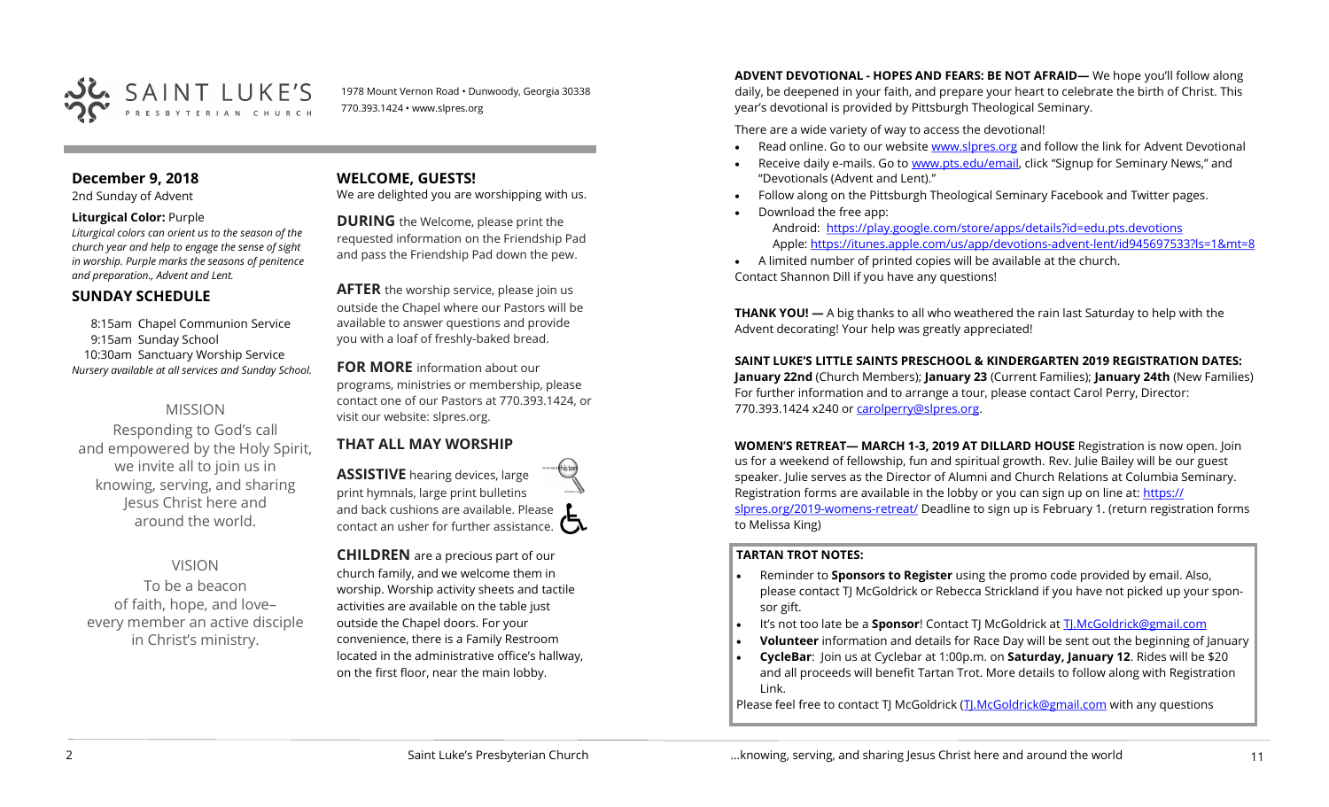SAINT LUKE'S PRESBYTERIAN CHURCH

1978 Mount Vernon Road • Dunwoody, Georgia 30338
770.393.1424 • www.slpres.org

## December 9, 2018

2nd Sunday of Advent

**Liturgical Color:** Purple

*Liturgical colors can orient us to the season of the church year and help to engage the sense of sight in worship. Purple marks the seasons of penitence and preparation., Advent and Lent.*

## SUNDAY SCHEDULE

8:15am Chapel Communion Service
9:15am Sunday School
10:30am Sanctuary Worship Service
*Nursery available at all services and Sunday School.*

### MISSION

Responding to God's call and empowered by the Holy Spirit, we invite all to join us in knowing, serving, and sharing Jesus Christ here and around the world.

### VISION

To be a beacon of faith, hope, and love– every member an active disciple in Christ's ministry.

## WELCOME, GUESTS!

We are delighted you are worshipping with us.

**DURING** the Welcome, please print the requested information on the Friendship Pad and pass the Friendship Pad down the pew.

**AFTER** the worship service, please join us outside the Chapel where our Pastors will be available to answer questions and provide you with a loaf of freshly-baked bread.

**FOR MORE** information about our programs, ministries or membership, please contact one of our Pastors at 770.393.1424, or visit our website: slpres.org.

## THAT ALL MAY WORSHIP

**ASSISTIVE** hearing devices, large print hymnals, large print bulletins and back cushions are available. Please contact an usher for further assistance.

**CHILDREN** are a precious part of our church family, and we welcome them in worship. Worship activity sheets and tactile activities are available on the table just outside the Chapel doors. For your convenience, there is a Family Restroom located in the administrative office's hallway, on the first floor, near the main lobby.

**ADVENT DEVOTIONAL - HOPES AND FEARS: BE NOT AFRAID—** We hope you'll follow along daily, be deepened in your faith, and prepare your heart to celebrate the birth of Christ. This year's devotional is provided by Pittsburgh Theological Seminary.

There are a wide variety of way to access the devotional!

- Read online. Go to our website www.slpres.org and follow the link for Advent Devotional
- Receive daily e-mails. Go to www.pts.edu/email, click "Signup for Seminary News," and "Devotionals (Advent and Lent)."
- Follow along on the Pittsburgh Theological Seminary Facebook and Twitter pages.
- Download the free app:
  Android: https://play.google.com/store/apps/details?id=edu.pts.devotions
  Apple: https://itunes.apple.com/us/app/devotions-advent-lent/id945697533?ls=1&mt=8
- A limited number of printed copies will be available at the church.

Contact Shannon Dill if you have any questions!

**THANK YOU! —** A big thanks to all who weathered the rain last Saturday to help with the Advent decorating! Your help was greatly appreciated!

**SAINT LUKE'S LITTLE SAINTS PRESCHOOL & KINDERGARTEN 2019 REGISTRATION DATES: January 22nd** (Church Members); **January 23** (Current Families); **January 24th** (New Families) For further information and to arrange a tour, please contact Carol Perry, Director: 770.393.1424 x240 or carolperry@slpres.org.

**WOMEN'S RETREAT— MARCH 1-3, 2019 AT DILLARD HOUSE** Registration is now open. Join us for a weekend of fellowship, fun and spiritual growth. Rev. Julie Bailey will be our guest speaker. Julie serves as the Director of Alumni and Church Relations at Columbia Seminary. Registration forms are available in the lobby or you can sign up on line at: https://slpres.org/2019-womens-retreat/ Deadline to sign up is February 1. (return registration forms to Melissa King)

**TARTAN TROT NOTES:**

- Reminder to **Sponsors to Register** using the promo code provided by email. Also, please contact TJ McGoldrick or Rebecca Strickland if you have not picked up your sponsor gift.
- It's not too late be a **Sponsor**! Contact TJ McGoldrick at TJ.McGoldrick@gmail.com
- **Volunteer** information and details for Race Day will be sent out the beginning of January
- **CycleBar**: Join us at Cyclebar at 1:00p.m. on **Saturday, January 12**. Rides will be $20 and all proceeds will benefit Tartan Trot. More details to follow along with Registration Link.

Please feel free to contact TJ McGoldrick (TJ.McGoldrick@gmail.com with any questions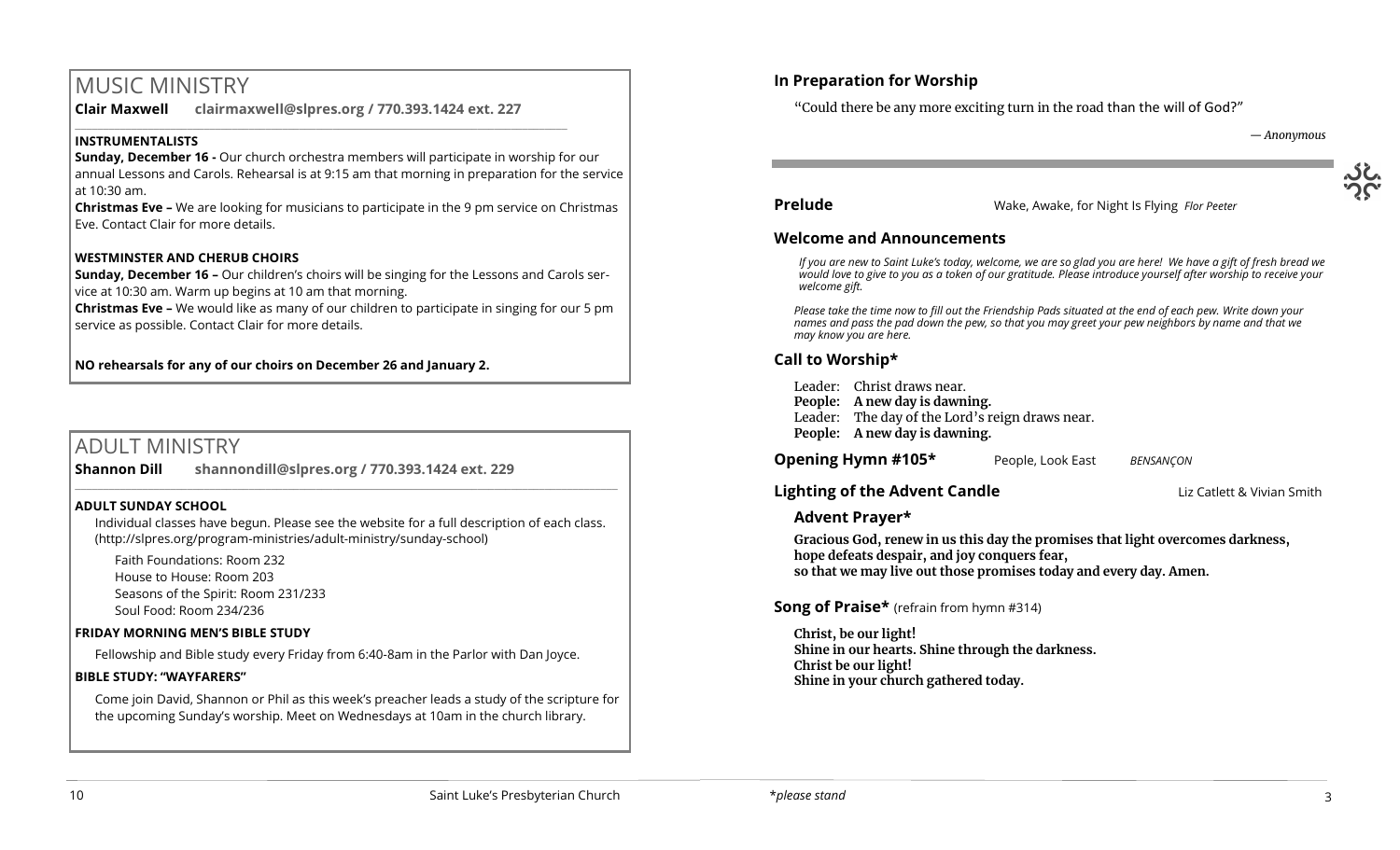# MUSIC MINISTRY

**Clair Maxwell clairmaxwell@slpres.org / 770.393.1424 ext. 227**

### INSTRUMENTALISTS

**Sunday, December 16 -** Our church orchestra members will participate in worship for our annual Lessons and Carols. Rehearsal is at 9:15 am that morning in preparation for the service at 10:30 am.

**Christmas Eve –** We are looking for musicians to participate in the 9 pm service on Christmas Eve. Contact Clair for more details.

### WESTMINSTER AND CHERUB CHOIRS

**Sunday, December 16 –** Our children's choirs will be singing for the Lessons and Carols service at 10:30 am. Warm up begins at 10 am that morning.

**Christmas Eve –** We would like as many of our children to participate in singing for our 5 pm service as possible. Contact Clair for more details.

**NO rehearsals for any of our choirs on December 26 and January 2.**

# ADULT MINISTRY

**Shannon Dill shannondill@slpres.org / 770.393.1424 ext. 229**

### ADULT SUNDAY SCHOOL

Individual classes have begun. Please see the website for a full description of each class. (http://slpres.org/program-ministries/adult-ministry/sunday-school)

Faith Foundations: Room 232
House to House: Room 203
Seasons of the Spirit: Room 231/233
Soul Food: Room 234/236

### FRIDAY MORNING MEN'S BIBLE STUDY

Fellowship and Bible study every Friday from 6:40-8am in the Parlor with Dan Joyce.

### BIBLE STUDY: "WAYFARERS"

Come join David, Shannon or Phil as this week's preacher leads a study of the scripture for the upcoming Sunday's worship. Meet on Wednesdays at 10am in the church library.

## In Preparation for Worship

"Could there be any more exciting turn in the road than the will of God?"

*— Anonymous*

**Prelude** Wake, Awake, for Night Is Flying *Flor Peeter*

## Welcome and Announcements

*If you are new to Saint Luke's today, welcome, we are so glad you are here! We have a gift of fresh bread we would love to give to you as a token of our gratitude. Please introduce yourself after worship to receive your welcome gift.*

*Please take the time now to fill out the Friendship Pads situated at the end of each pew. Write down your names and pass the pad down the pew, so that you may greet your pew neighbors by name and that we may know you are here.*

## Call to Worship*

Leader: Christ draws near.
**People: A new day is dawning.**
Leader: The day of the Lord's reign draws near.
**People: A new day is dawning.**

**Opening Hymn #105*** People, Look East *BENSANÇON*

**Lighting of the Advent Candle** Liz Catlett & Vivian Smith

### Advent Prayer*

**Gracious God, renew in us this day the promises that light overcomes darkness, hope defeats despair, and joy conquers fear, so that we may live out those promises today and every day. Amen.**

**Song of Praise*** (refrain from hymn #314)

**Christ, be our light!**
**Shine in our hearts. Shine through the darkness.**
**Christ be our light!**
**Shine in your church gathered today.**

*\*please stand*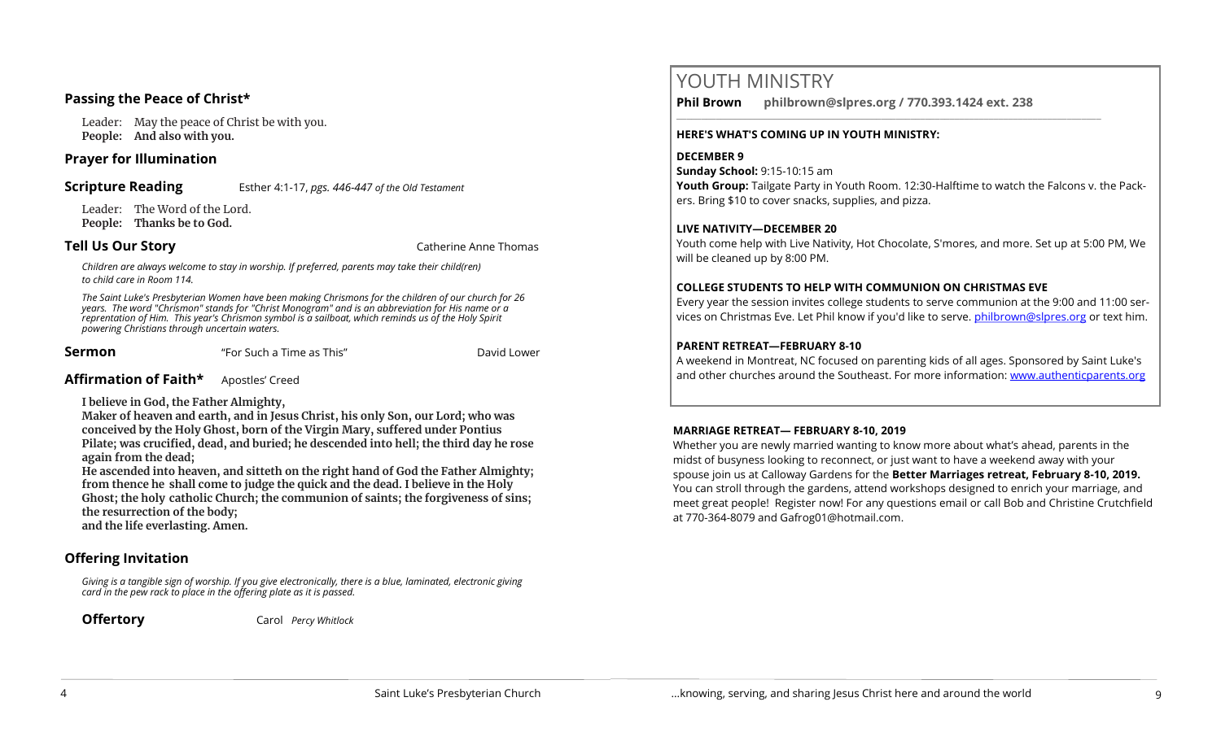## Passing the Peace of Christ*

Leader: May the peace of Christ be with you.
**People: And also with you.**

## Prayer for Illumination

**Scripture Reading** Esther 4:1-17, *pgs. 446-447 of the Old Testament*

Leader: The Word of the Lord.
**People: Thanks be to God.**

**Tell Us Our Story** Catherine Anne Thomas

*Children are always welcome to stay in worship. If preferred, parents may take their child(ren) to child care in Room 114.*

*The Saint Luke's Presbyterian Women have been making Chrismons for the children of our church for 26 years. The word "Chrismon" stands for "Christ Monogram" and is an abbreviation for His name or a reprentation of Him. This year's Chrismon symbol is a sailboat, which reminds us of the Holy Spirit powering Christians through uncertain waters.*

**Sermon** "For Such a Time as This" David Lower

**Affirmation of Faith*** Apostles' Creed

**I believe in God, the Father Almighty,**
**Maker of heaven and earth, and in Jesus Christ, his only Son, our Lord; who was conceived by the Holy Ghost, born of the Virgin Mary, suffered under Pontius Pilate; was crucified, dead, and buried; he descended into hell; the third day he rose again from the dead;**
**He ascended into heaven, and sitteth on the right hand of God the Father Almighty; from thence he shall come to judge the quick and the dead. I believe in the Holy Ghost; the holy catholic Church; the communion of saints; the forgiveness of sins; the resurrection of the body;**
**and the life everlasting. Amen.**

## Offering Invitation

*Giving is a tangible sign of worship. If you give electronically, there is a blue, laminated, electronic giving card in the pew rack to place in the offering plate as it is passed.*

**Offertory** Carol *Percy Whitlock*

# YOUTH MINISTRY

**Phil Brown philbrown@slpres.org / 770.393.1424 ext. 238**

**HERE'S WHAT'S COMING UP IN YOUTH MINISTRY:**

**DECEMBER 9**
**Sunday School:** 9:15-10:15 am
**Youth Group:** Tailgate Party in Youth Room. 12:30-Halftime to watch the Falcons v. the Packers. Bring $10 to cover snacks, supplies, and pizza.

**LIVE NATIVITY—DECEMBER 20**
Youth come help with Live Nativity, Hot Chocolate, S'mores, and more. Set up at 5:00 PM, We will be cleaned up by 8:00 PM.

**COLLEGE STUDENTS TO HELP WITH COMMUNION ON CHRISTMAS EVE**
Every year the session invites college students to serve communion at the 9:00 and 11:00 services on Christmas Eve. Let Phil know if you'd like to serve. philbrown@slpres.org or text him.

**PARENT RETREAT—FEBRUARY 8-10**
A weekend in Montreat, NC focused on parenting kids of all ages. Sponsored by Saint Luke's and other churches around the Southeast. For more information: www.authenticparents.org

**MARRIAGE RETREAT— FEBRUARY 8-10, 2019**
Whether you are newly married wanting to know more about what's ahead, parents in the midst of busyness looking to reconnect, or just want to have a weekend away with your spouse join us at Calloway Gardens for the **Better Marriages retreat, February 8-10, 2019.** You can stroll through the gardens, attend workshops designed to enrich your marriage, and meet great people! Register now! For any questions email or call Bob and Christine Crutchfield at 770-364-8079 and Gafrog01@hotmail.com.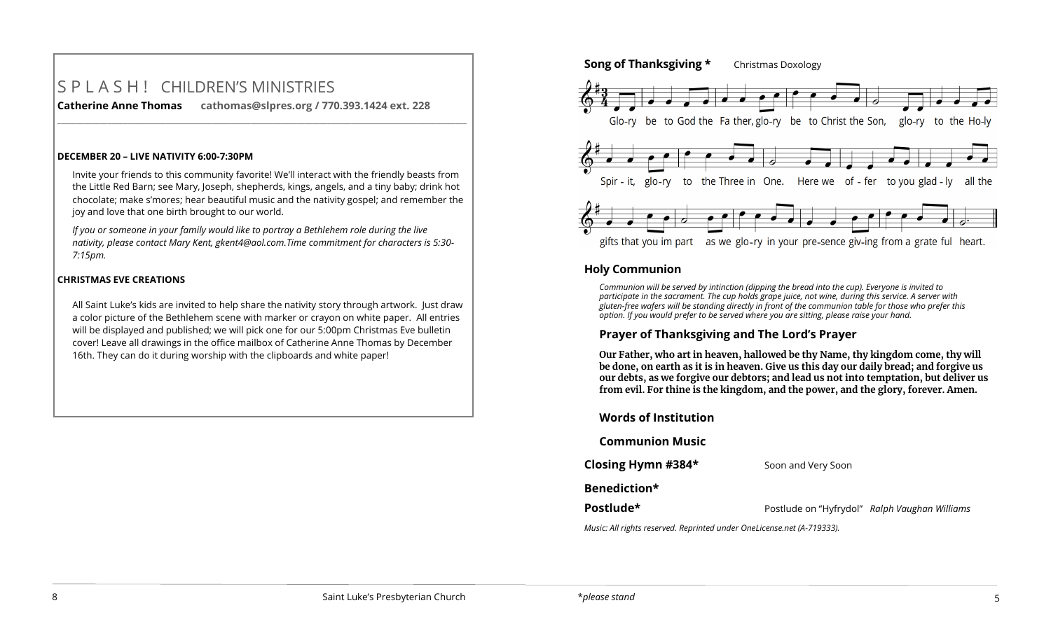# SPLASH! CHILDREN'S MINISTRIES

**Catherine Anne Thomas** **cathomas@slpres.org / 770.393.1424 ext. 228**

**DECEMBER 20 – LIVE NATIVITY 6:00-7:30PM**

Invite your friends to this community favorite! We'll interact with the friendly beasts from the Little Red Barn; see Mary, Joseph, shepherds, kings, angels, and a tiny baby; drink hot chocolate; make s'mores; hear beautiful music and the nativity gospel; and remember the joy and love that one birth brought to our world.

*If you or someone in your family would like to portray a Bethlehem role during the live nativity, please contact Mary Kent, gkent4@aol.com.Time commitment for characters is 5:30-7:15pm.*

**CHRISTMAS EVE CREATIONS**

All Saint Luke's kids are invited to help share the nativity story through artwork. Just draw a color picture of the Bethlehem scene with marker or crayon on white paper. All entries will be displayed and published; we will pick one for our 5:00pm Christmas Eve bulletin cover! Leave all drawings in the office mailbox of Catherine Anne Thomas by December 16th. They can do it during worship with the clipboards and white paper!

**Song of Thanksgiving *** Christmas Doxology

Glo-ry be to God the Fa ther, glo-ry be to Christ the Son, glo-ry to the Ho-ly Spir - it, glo-ry to the Three in One. Here we of - fer to you glad - ly all the gifts that you im part as we glo-ry in your pre-sence giv-ing from a grate ful heart.

**Holy Communion**

*Communion will be served by intinction (dipping the bread into the cup). Everyone is invited to participate in the sacrament. The cup holds grape juice, not wine, during this service. A server with gluten-free wafers will be standing directly in front of the communion table for those who prefer this option. If you would prefer to be served where you are sitting, please raise your hand.*

**Prayer of Thanksgiving and The Lord's Prayer**

**Our Father, who art in heaven, hallowed be thy Name, thy kingdom come, thy will be done, on earth as it is in heaven. Give us this day our daily bread; and forgive us our debts, as we forgive our debtors; and lead us not into temptation, but deliver us from evil. For thine is the kingdom, and the power, and the glory, forever. Amen.**

**Words of Institution**

**Communion Music**

**Closing Hymn #384*** Soon and Very Soon

**Benediction***

**Postlude*** Postlude on "Hyfrydol" *Ralph Vaughan Williams*

*Music: All rights reserved. Reprinted under OneLicense.net (A-719333).*

*please stand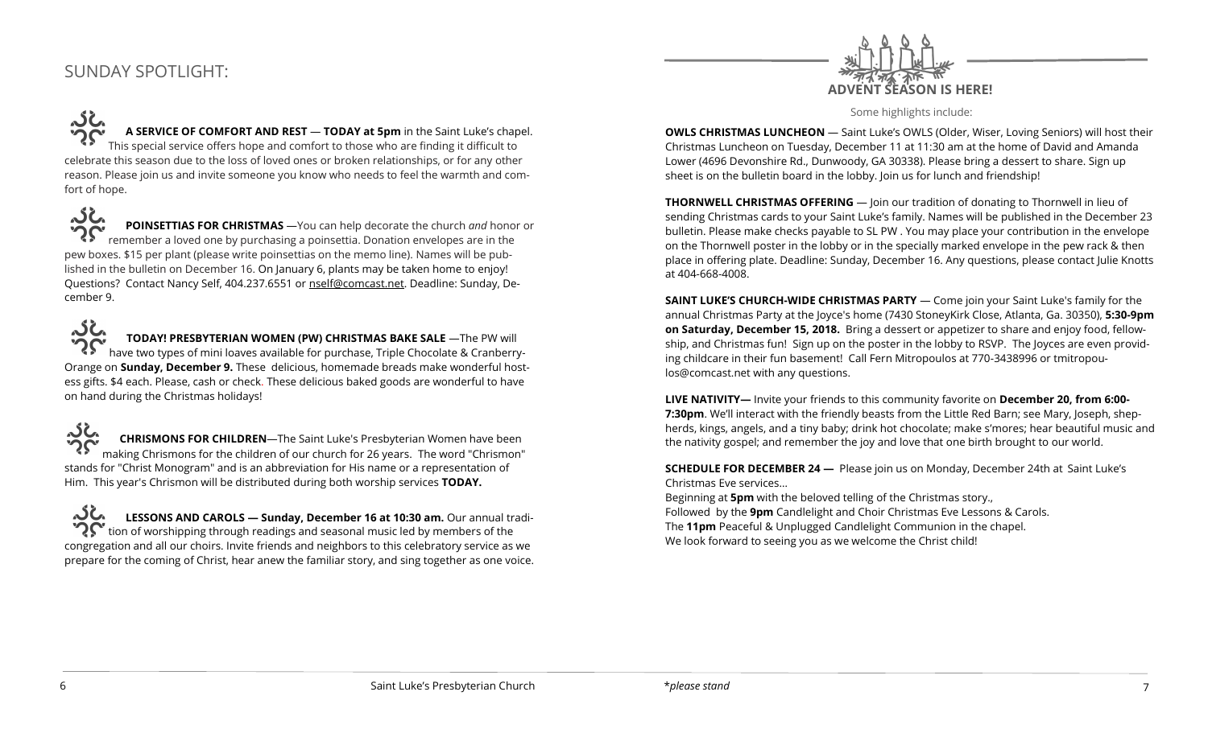## SUNDAY SPOTLIGHT:

**A SERVICE OF COMFORT AND REST** — **TODAY at 5pm** in the Saint Luke's chapel. This special service offers hope and comfort to those who are finding it difficult to celebrate this season due to the loss of loved ones or broken relationships, or for any other reason. Please join us and invite someone you know who needs to feel the warmth and comfort of hope.

**POINSETTIAS FOR CHRISTMAS** —You can help decorate the church *and* honor or remember a loved one by purchasing a poinsettia. Donation envelopes are in the pew boxes. $15 per plant (please write poinsettias on the memo line). Names will be published in the bulletin on December 16. On January 6, plants may be taken home to enjoy! Questions? Contact Nancy Self, 404.237.6551 or nself@comcast.net. Deadline: Sunday, December 9.

**TODAY! PRESBYTERIAN WOMEN (PW) CHRISTMAS BAKE SALE** —The PW will have two types of mini loaves available for purchase, Triple Chocolate & Cranberry-Orange on **Sunday, December 9.** These delicious, homemade breads make wonderful hostess gifts. $4 each. Please, cash or check. These delicious baked goods are wonderful to have on hand during the Christmas holidays!

**CHRISMONS FOR CHILDREN**—The Saint Luke's Presbyterian Women have been making Chrismons for the children of our church for 26 years. The word "Chrismon" stands for "Christ Monogram" and is an abbreviation for His name or a representation of Him. This year's Chrismon will be distributed during both worship services **TODAY.**

**LESSONS AND CAROLS — Sunday, December 16 at 10:30 am.** Our annual tradition of worshipping through readings and seasonal music led by members of the congregation and all our choirs. Invite friends and neighbors to this celebratory service as we prepare for the coming of Christ, hear anew the familiar story, and sing together as one voice.

## ADVENT SEASON IS HERE!

Some highlights include:

**OWLS CHRISTMAS LUNCHEON** — Saint Luke's OWLS (Older, Wiser, Loving Seniors) will host their Christmas Luncheon on Tuesday, December 11 at 11:30 am at the home of David and Amanda Lower (4696 Devonshire Rd., Dunwoody, GA 30338). Please bring a dessert to share. Sign up sheet is on the bulletin board in the lobby. Join us for lunch and friendship!

**THORNWELL CHRISTMAS OFFERING** — Join our tradition of donating to Thornwell in lieu of sending Christmas cards to your Saint Luke's family. Names will be published in the December 23 bulletin. Please make checks payable to SL PW . You may place your contribution in the envelope on the Thornwell poster in the lobby or in the specially marked envelope in the pew rack & then place in offering plate. Deadline: Sunday, December 16. Any questions, please contact Julie Knotts at 404-668-4008.

**SAINT LUKE'S CHURCH-WIDE CHRISTMAS PARTY** — Come join your Saint Luke's family for the annual Christmas Party at the Joyce's home (7430 StoneyKirk Close, Atlanta, Ga. 30350), **5:30-9pm on Saturday, December 15, 2018.** Bring a dessert or appetizer to share and enjoy food, fellowship, and Christmas fun! Sign up on the poster in the lobby to RSVP. The Joyces are even providing childcare in their fun basement! Call Fern Mitropoulos at 770-3438996 or tmitropoulos@comcast.net with any questions.

**LIVE NATIVITY—** Invite your friends to this community favorite on **December 20, from 6:00-7:30pm**. We'll interact with the friendly beasts from the Little Red Barn; see Mary, Joseph, shepherds, kings, angels, and a tiny baby; drink hot chocolate; make s'mores; hear beautiful music and the nativity gospel; and remember the joy and love that one birth brought to our world.

**SCHEDULE FOR DECEMBER 24 —** Please join us on Monday, December 24th at Saint Luke's Christmas Eve services…
Beginning at **5pm** with the beloved telling of the Christmas story.,
Followed by the **9pm** Candlelight and Choir Christmas Eve Lessons & Carols.
The **11pm** Peaceful & Unplugged Candlelight Communion in the chapel.
We look forward to seeing you as we welcome the Christ child!

*\*please stand*